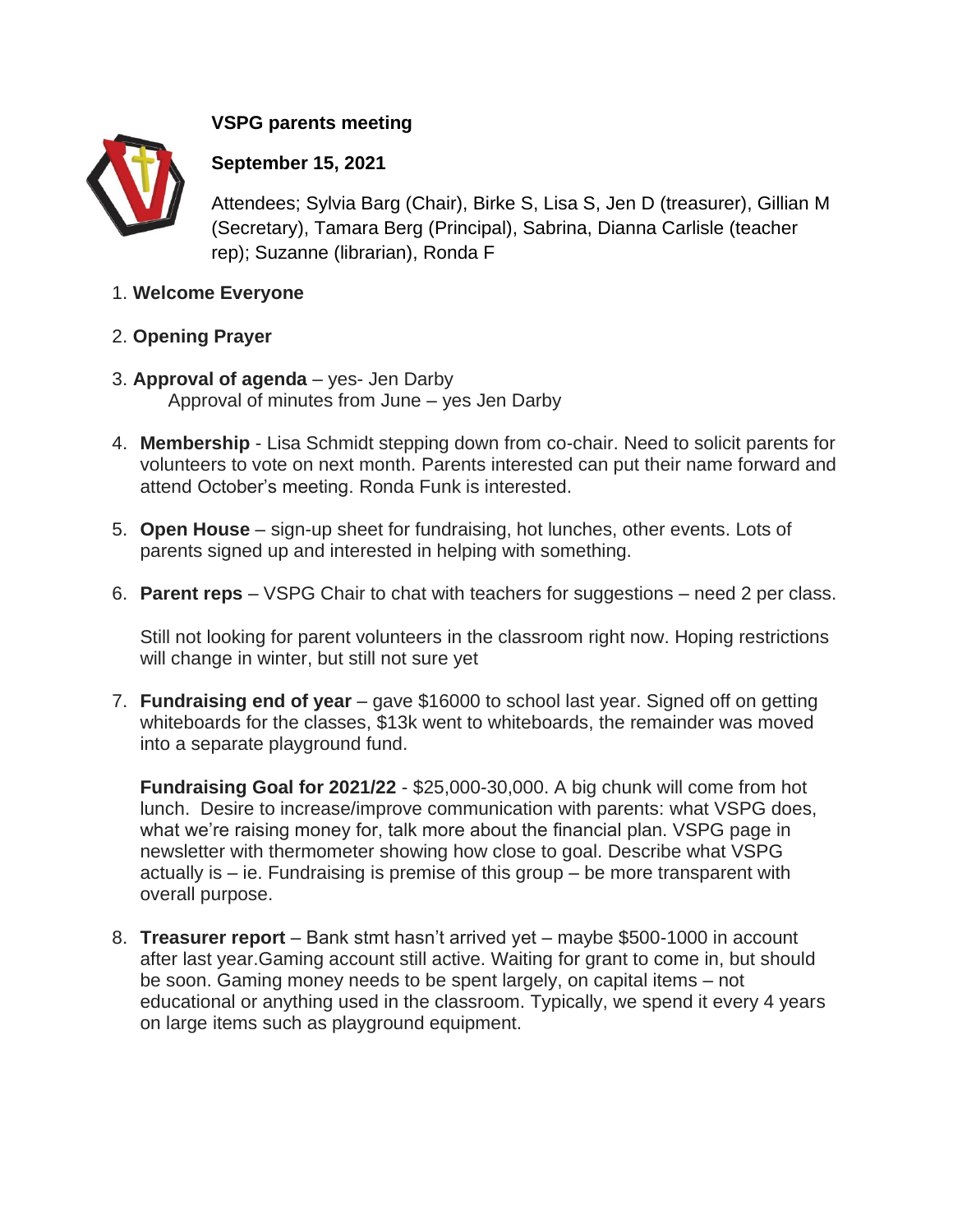**VSPG parents meeting**

**September 15, 2021**

Attendees; Sylvia Barg (Chair), Birke S, Lisa S, Jen D (treasurer), Gillian M (Secretary), Tamara Berg (Principal), Sabrina, Dianna Carlisle (teacher rep); Suzanne (librarian), Ronda F

1. **Welcome Everyone**

2. **Opening Prayer**

3. **Approval of agenda** – yes- Jen Darby
   Approval of minutes from June – yes Jen Darby

4. **Membership** - Lisa Schmidt stepping down from co-chair. Need to solicit parents for volunteers to vote on next month. Parents interested can put their name forward and attend October's meeting. Ronda Funk is interested.

5. **Open House** – sign-up sheet for fundraising, hot lunches, other events. Lots of parents signed up and interested in helping with something.

6. **Parent reps** – VSPG Chair to chat with teachers for suggestions – need 2 per class.

   Still not looking for parent volunteers in the classroom right now. Hoping restrictions will change in winter, but still not sure yet

7. **Fundraising end of year** – gave $16000 to school last year. Signed off on getting whiteboards for the classes, $13k went to whiteboards, the remainder was moved into a separate playground fund.

   **Fundraising Goal for 2021/22** - $25,000-30,000. A big chunk will come from hot lunch. Desire to increase/improve communication with parents: what VSPG does, what we're raising money for, talk more about the financial plan. VSPG page in newsletter with thermometer showing how close to goal. Describe what VSPG actually is – ie. Fundraising is premise of this group – be more transparent with overall purpose.

8. **Treasurer report** – Bank stmt hasn't arrived yet – maybe $500-1000 in account after last year.Gaming account still active. Waiting for grant to come in, but should be soon. Gaming money needs to be spent largely, on capital items – not educational or anything used in the classroom. Typically, we spend it every 4 years on large items such as playground equipment.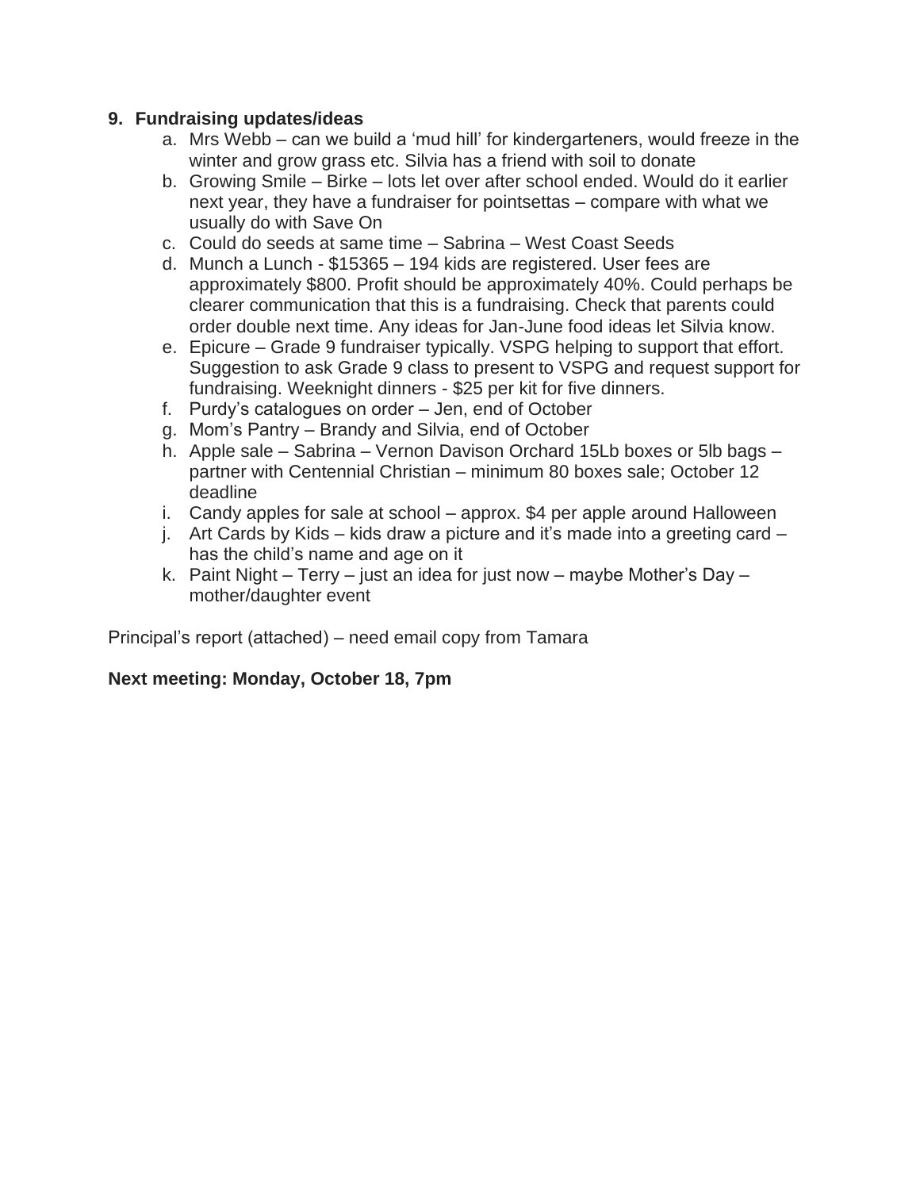### 9. Fundraising updates/ideas

a. Mrs Webb – can we build a 'mud hill' for kindergarteners, would freeze in the winter and grow grass etc. Silvia has a friend with soil to donate
b. Growing Smile – Birke – lots let over after school ended. Would do it earlier next year, they have a fundraiser for pointsettas – compare with what we usually do with Save On
c. Could do seeds at same time – Sabrina – West Coast Seeds
d. Munch a Lunch - $15365 – 194 kids are registered. User fees are approximately $800. Profit should be approximately 40%. Could perhaps be clearer communication that this is a fundraising. Check that parents could order double next time. Any ideas for Jan-June food ideas let Silvia know.
e. Epicure – Grade 9 fundraiser typically. VSPG helping to support that effort. Suggestion to ask Grade 9 class to present to VSPG and request support for fundraising. Weeknight dinners - $25 per kit for five dinners.
f. Purdy's catalogues on order – Jen, end of October
g. Mom's Pantry – Brandy and Silvia, end of October
h. Apple sale – Sabrina – Vernon Davison Orchard 15Lb boxes or 5lb bags – partner with Centennial Christian – minimum 80 boxes sale; October 12 deadline
i. Candy apples for sale at school – approx. $4 per apple around Halloween
j. Art Cards by Kids – kids draw a picture and it's made into a greeting card – has the child's name and age on it
k. Paint Night – Terry – just an idea for just now – maybe Mother's Day – mother/daughter event

Principal's report (attached) – need email copy from Tamara

**Next meeting: Monday, October 18, 7pm**